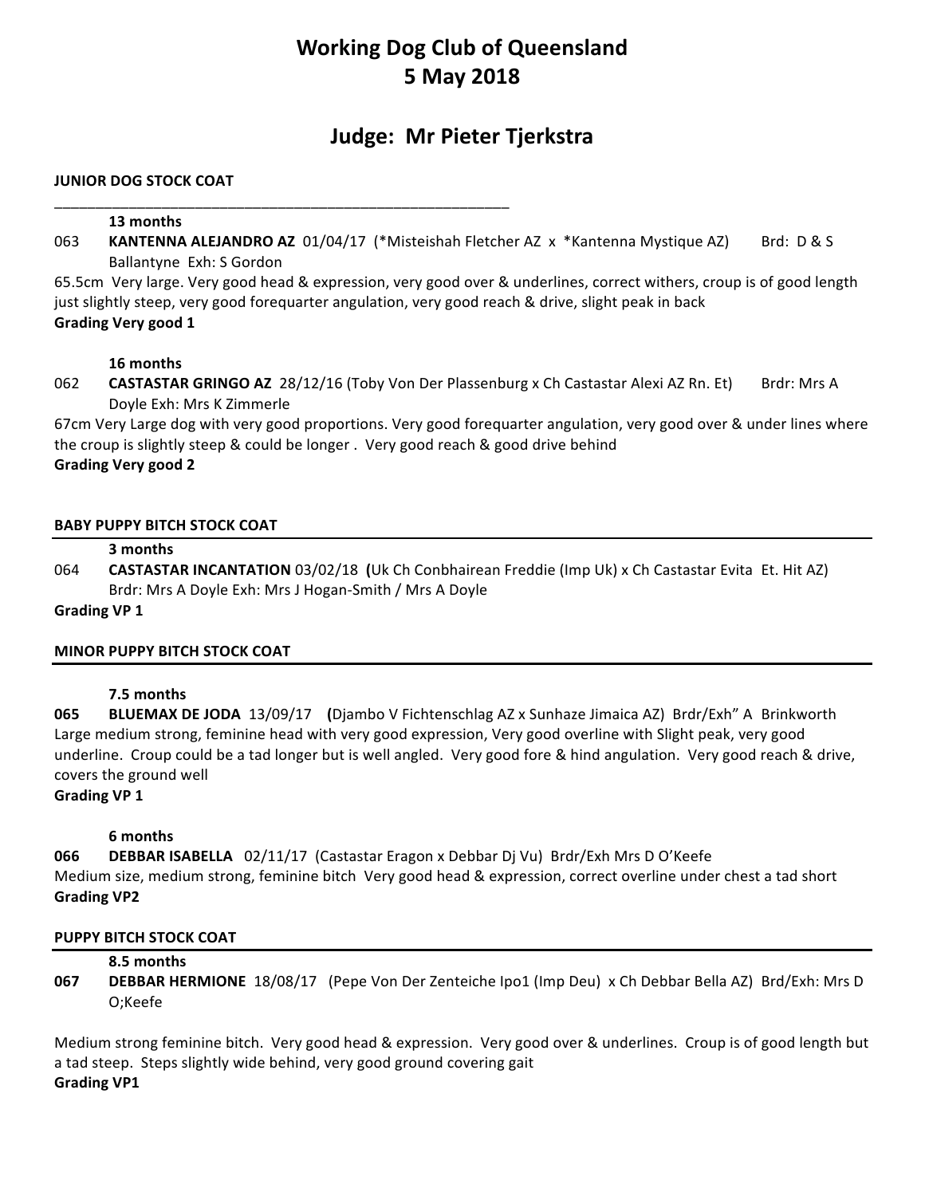# Working Dog Club of Queensland
# 5 May 2018

## Judge: Mr Pieter Tjerkstra

**JUNIOR DOG STOCK COAT**

**13 months**

063 **KANTENNA ALEJANDRO AZ** 01/04/17 (*Misteishah Fletcher AZ x *Kantenna Mystique AZ) Brd: D & S Ballantyne Exh: S Gordon

65.5cm Very large. Very good head & expression, very good over & underlines, correct withers, croup is of good length just slightly steep, very good forequarter angulation, very good reach & drive, slight peak in back

**Grading Very good 1**

**16 months**

062 **CASTASTAR GRINGO AZ** 28/12/16 (Toby Von Der Plassenburg x Ch Castastar Alexi AZ Rn. Et) Brdr: Mrs A Doyle Exh: Mrs K Zimmerle

67cm Very Large dog with very good proportions. Very good forequarter angulation, very good over & under lines where the croup is slightly steep & could be longer . Very good reach & good drive behind

**Grading Very good 2**

**BABY PUPPY BITCH STOCK COAT**

**3 months**

064 **CASTASTAR INCANTATION** 03/02/18 **(**Uk Ch Conbhairean Freddie (Imp Uk) x Ch Castastar Evita Et. Hit AZ) Brdr: Mrs A Doyle Exh: Mrs J Hogan-Smith / Mrs A Doyle

**Grading VP 1**

**MINOR PUPPY BITCH STOCK COAT**

**7.5 months**

**065** **BLUEMAX DE JODA** 13/09/17 **(**Djambo V Fichtenschlag AZ x Sunhaze Jimaica AZ) Brdr/Exh" A Brinkworth

Large medium strong, feminine head with very good expression, Very good overline with Slight peak, very good underline. Croup could be a tad longer but is well angled. Very good fore & hind angulation. Very good reach & drive, covers the ground well

**Grading VP 1**

**6 months**

**066** **DEBBAR ISABELLA** 02/11/17 (Castastar Eragon x Debbar Dj Vu) Brdr/Exh Mrs D O'Keefe

Medium size, medium strong, feminine bitch Very good head & expression, correct overline under chest a tad short

**Grading VP2**

**PUPPY BITCH STOCK COAT**

**8.5 months**

**067** **DEBBAR HERMIONE** 18/08/17 (Pepe Von Der Zenteiche Ipo1 (Imp Deu) x Ch Debbar Bella AZ) Brd/Exh: Mrs D O;Keefe

Medium strong feminine bitch. Very good head & expression. Very good over & underlines. Croup is of good length but a tad steep. Steps slightly wide behind, very good ground covering gait

**Grading VP1**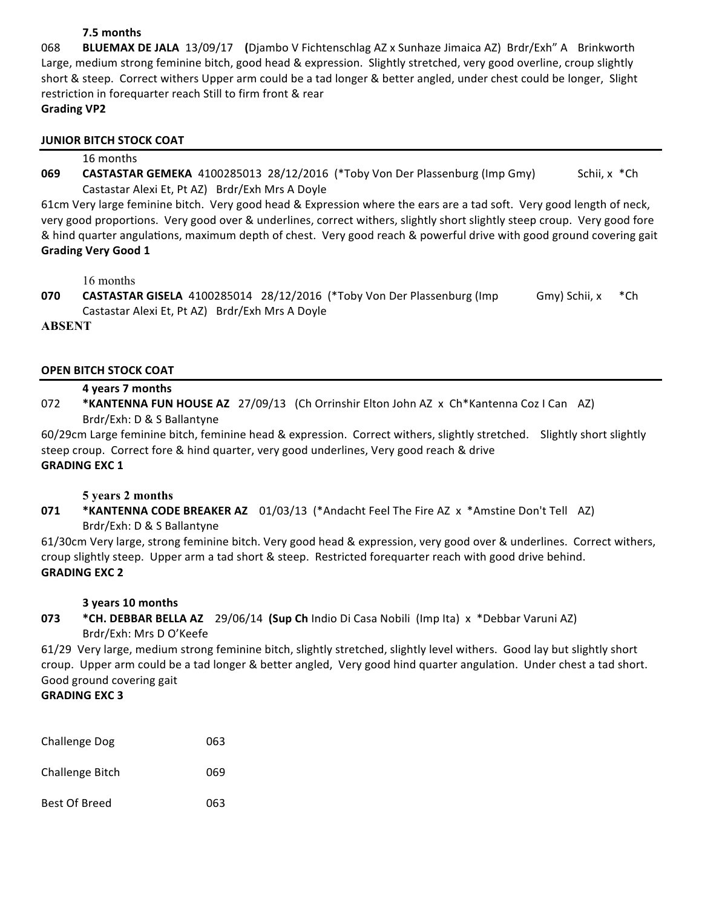**7.5 months**

068 **BLUEMAX DE JALA** 13/09/17 **(**Djambo V Fichtenschlag AZ x Sunhaze Jimaica AZ) Brdr/Exh" A Brinkworth

Large, medium strong feminine bitch, good head & expression. Slightly stretched, very good overline, croup slightly short & steep. Correct withers Upper arm could be a tad longer & better angled, under chest could be longer, Slight restriction in forequarter reach Still to firm front & rear

**Grading VP2**

## JUNIOR BITCH STOCK COAT

16 months

**069** **CASTASTAR GEMEKA** 4100285013 28/12/2016 (*Toby Von Der Plassenburg (Imp Gmy) Schii, x *Ch Castastar Alexi Et, Pt AZ) Brdr/Exh Mrs A Doyle

61cm Very large feminine bitch. Very good head & Expression where the ears are a tad soft. Very good length of neck, very good proportions. Very good over & underlines, correct withers, slightly short slightly steep croup. Very good fore & hind quarter angulations, maximum depth of chest. Very good reach & powerful drive with good ground covering gait

**Grading Very Good 1**

16 months

**070** **CASTASTAR GISELA** 4100285014 28/12/2016 (*Toby Von Der Plassenburg (Imp Gmy) Schii, x *Ch Castastar Alexi Et, Pt AZ) Brdr/Exh Mrs A Doyle

**ABSENT**

## OPEN BITCH STOCK COAT

**4 years 7 months**

072 ***KANTENNA FUN HOUSE AZ** 27/09/13 (Ch Orrinshir Elton John AZ x Ch*Kantenna Coz I Can AZ) Brdr/Exh: D & S Ballantyne

60/29cm Large feminine bitch, feminine head & expression. Correct withers, slightly stretched. Slightly short slightly steep croup. Correct fore & hind quarter, very good underlines, Very good reach & drive

**GRADING EXC 1**

**5 years 2 months**

**071** ***KANTENNA CODE BREAKER AZ** 01/03/13 (*Andacht Feel The Fire AZ x *Amstine Don't Tell AZ) Brdr/Exh: D & S Ballantyne

61/30cm Very large, strong feminine bitch. Very good head & expression, very good over & underlines. Correct withers, croup slightly steep. Upper arm a tad short & steep. Restricted forequarter reach with good drive behind.

**GRADING EXC 2**

**3 years 10 months**

**073** ***CH. DEBBAR BELLA AZ** 29/06/14 (**Sup Ch** Indio Di Casa Nobili (Imp Ita) x *Debbar Varuni AZ) Brdr/Exh: Mrs D O'Keefe

61/29 Very large, medium strong feminine bitch, slightly stretched, slightly level withers. Good lay but slightly short croup. Upper arm could be a tad longer & better angled, Very good hind quarter angulation. Under chest a tad short. Good ground covering gait

**GRADING EXC 3**

| | |
|---|---|
| Challenge Dog | 063 |
| Challenge Bitch | 069 |
| Best Of Breed | 063 |